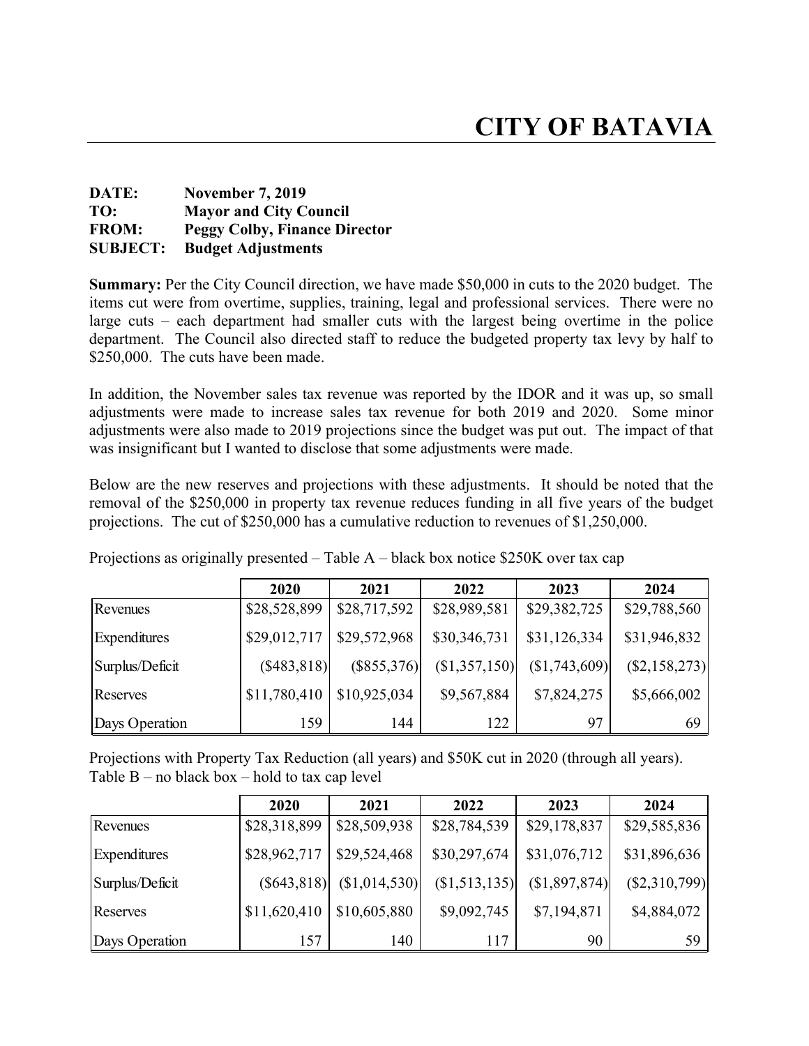# CITY OF BATAVIA

**DATE:** November 7, 2019
**TO:** Mayor and City Council
**FROM:** Peggy Colby, Finance Director
**SUBJECT:** Budget Adjustments

**Summary:** Per the City Council direction, we have made $50,000 in cuts to the 2020 budget. The items cut were from overtime, supplies, training, legal and professional services. There were no large cuts – each department had smaller cuts with the largest being overtime in the police department. The Council also directed staff to reduce the budgeted property tax levy by half to $250,000. The cuts have been made.

In addition, the November sales tax revenue was reported by the IDOR and it was up, so small adjustments were made to increase sales tax revenue for both 2019 and 2020. Some minor adjustments were also made to 2019 projections since the budget was put out. The impact of that was insignificant but I wanted to disclose that some adjustments were made.

Below are the new reserves and projections with these adjustments. It should be noted that the removal of the $250,000 in property tax revenue reduces funding in all five years of the budget projections. The cut of $250,000 has a cumulative reduction to revenues of $1,250,000.

Projections as originally presented – Table A – black box notice $250K over tax cap

| | 2020 | 2021 | 2022 | 2023 | 2024 |
|---|---|---|---|---|---|
| Revenues | $28,528,899 | $28,717,592 | $28,989,581 | $29,382,725 | $29,788,560 |
| Expenditures | $29,012,717 | $29,572,968 | $30,346,731 | $31,126,334 | $31,946,832 |
| Surplus/Deficit | ($483,818) | ($855,376) | ($1,357,150) | ($1,743,609) | ($2,158,273) |
| Reserves | $11,780,410 | $10,925,034 | $9,567,884 | $7,824,275 | $5,666,002 |
| Days Operation | 159 | 144 | 122 | 97 | 69 |

Projections with Property Tax Reduction (all years) and $50K cut in 2020 (through all years).
Table B – no black box – hold to tax cap level

| | 2020 | 2021 | 2022 | 2023 | 2024 |
|---|---|---|---|---|---|
| Revenues | $28,318,899 | $28,509,938 | $28,784,539 | $29,178,837 | $29,585,836 |
| Expenditures | $28,962,717 | $29,524,468 | $30,297,674 | $31,076,712 | $31,896,636 |
| Surplus/Deficit | ($643,818) | ($1,014,530) | ($1,513,135) | ($1,897,874) | ($2,310,799) |
| Reserves | $11,620,410 | $10,605,880 | $9,092,745 | $7,194,871 | $4,884,072 |
| Days Operation | 157 | 140 | 117 | 90 | 59 |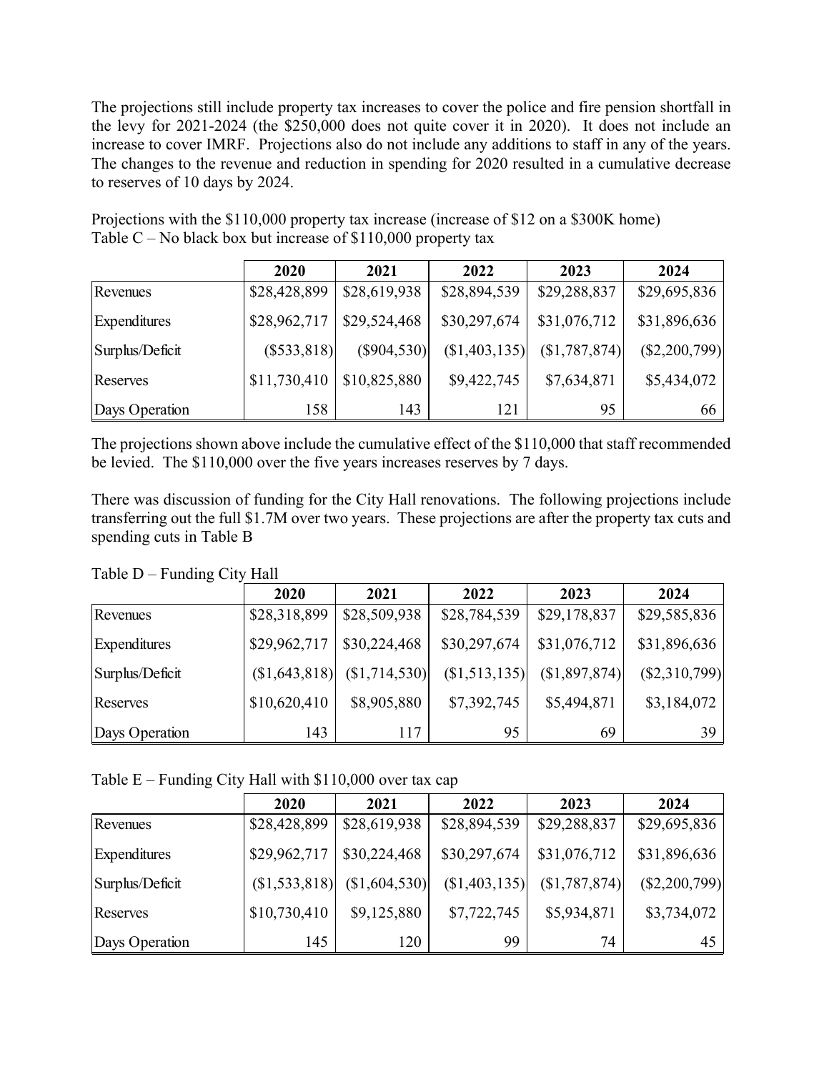The projections still include property tax increases to cover the police and fire pension shortfall in the levy for 2021-2024 (the $250,000 does not quite cover it in 2020). It does not include an increase to cover IMRF. Projections also do not include any additions to staff in any of the years. The changes to the revenue and reduction in spending for 2020 resulted in a cumulative decrease to reserves of 10 days by 2024.

Projections with the $110,000 property tax increase (increase of $12 on a $300K home)
Table C – No black box but increase of $110,000 property tax

| | 2020 | 2021 | 2022 | 2023 | 2024 |
|---|---|---|---|---|---|
| Revenues | $28,428,899 | $28,619,938 | $28,894,539 | $29,288,837 | $29,695,836 |
| Expenditures | $28,962,717 | $29,524,468 | $30,297,674 | $31,076,712 | $31,896,636 |
| Surplus/Deficit | ($533,818) | ($904,530) | ($1,403,135) | ($1,787,874) | ($2,200,799) |
| Reserves | $11,730,410 | $10,825,880 | $9,422,745 | $7,634,871 | $5,434,072 |
| Days Operation | 158 | 143 | 121 | 95 | 66 |

The projections shown above include the cumulative effect of the $110,000 that staff recommended be levied. The $110,000 over the five years increases reserves by 7 days.

There was discussion of funding for the City Hall renovations. The following projections include transferring out the full $1.7M over two years. These projections are after the property tax cuts and spending cuts in Table B

Table D – Funding City Hall

| | 2020 | 2021 | 2022 | 2023 | 2024 |
|---|---|---|---|---|---|
| Revenues | $28,318,899 | $28,509,938 | $28,784,539 | $29,178,837 | $29,585,836 |
| Expenditures | $29,962,717 | $30,224,468 | $30,297,674 | $31,076,712 | $31,896,636 |
| Surplus/Deficit | ($1,643,818) | ($1,714,530) | ($1,513,135) | ($1,897,874) | ($2,310,799) |
| Reserves | $10,620,410 | $8,905,880 | $7,392,745 | $5,494,871 | $3,184,072 |
| Days Operation | 143 | 117 | 95 | 69 | 39 |

Table E – Funding City Hall with $110,000 over tax cap

| | 2020 | 2021 | 2022 | 2023 | 2024 |
|---|---|---|---|---|---|
| Revenues | $28,428,899 | $28,619,938 | $28,894,539 | $29,288,837 | $29,695,836 |
| Expenditures | $29,962,717 | $30,224,468 | $30,297,674 | $31,076,712 | $31,896,636 |
| Surplus/Deficit | ($1,533,818) | ($1,604,530) | ($1,403,135) | ($1,787,874) | ($2,200,799) |
| Reserves | $10,730,410 | $9,125,880 | $7,722,745 | $5,934,871 | $3,734,072 |
| Days Operation | 145 | 120 | 99 | 74 | 45 |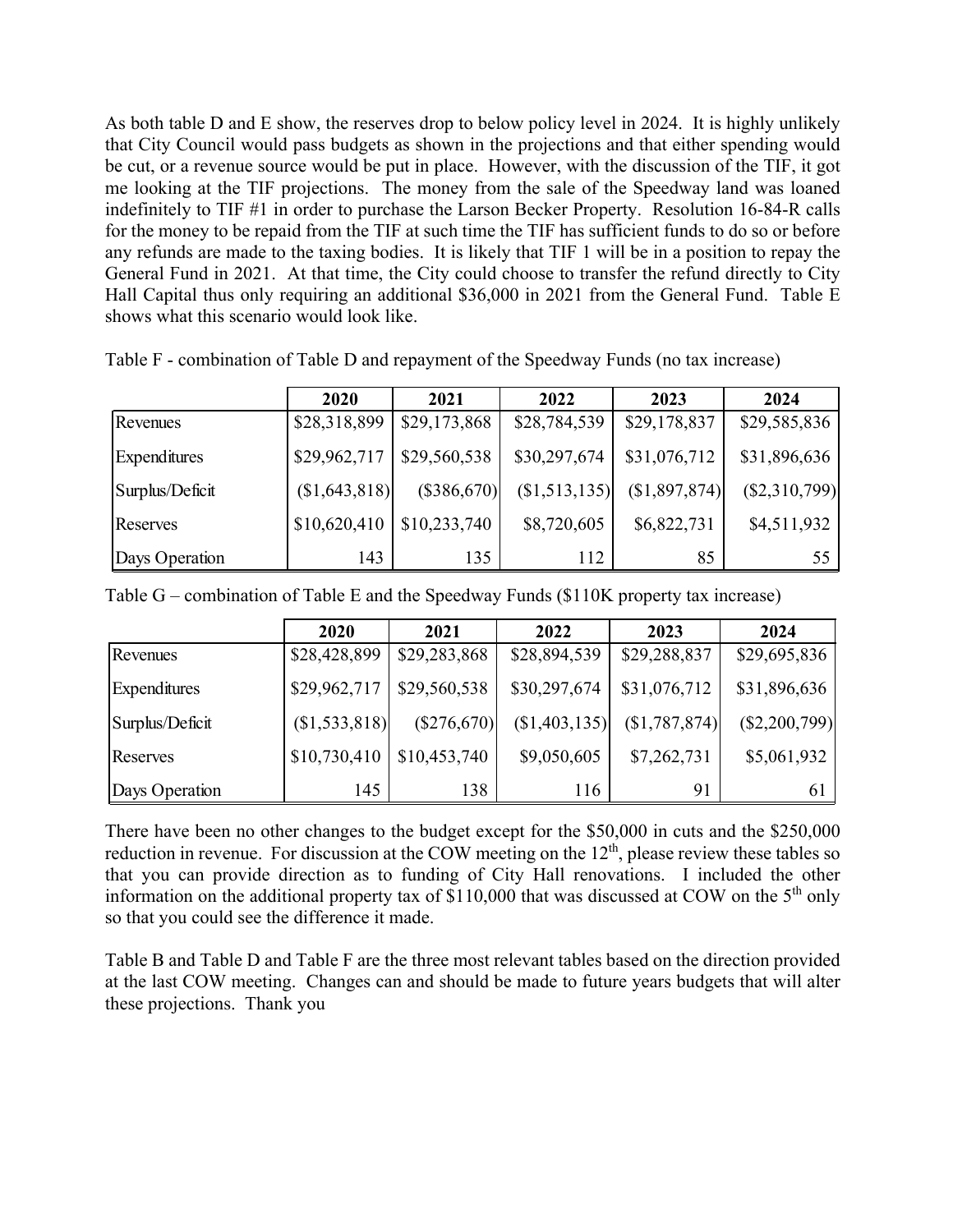As both table D and E show, the reserves drop to below policy level in 2024. It is highly unlikely that City Council would pass budgets as shown in the projections and that either spending would be cut, or a revenue source would be put in place. However, with the discussion of the TIF, it got me looking at the TIF projections. The money from the sale of the Speedway land was loaned indefinitely to TIF #1 in order to purchase the Larson Becker Property. Resolution 16-84-R calls for the money to be repaid from the TIF at such time the TIF has sufficient funds to do so or before any refunds are made to the taxing bodies. It is likely that TIF 1 will be in a position to repay the General Fund in 2021. At that time, the City could choose to transfer the refund directly to City Hall Capital thus only requiring an additional $36,000 in 2021 from the General Fund. Table E shows what this scenario would look like.

Table F - combination of Table D and repayment of the Speedway Funds (no tax increase)

| | 2020 | 2021 | 2022 | 2023 | 2024 |
|---|---|---|---|---|---|
| Revenues | $28,318,899 | $29,173,868 | $28,784,539 | $29,178,837 | $29,585,836 |
| Expenditures | $29,962,717 | $29,560,538 | $30,297,674 | $31,076,712 | $31,896,636 |
| Surplus/Deficit | ($1,643,818) | ($386,670) | ($1,513,135) | ($1,897,874) | ($2,310,799) |
| Reserves | $10,620,410 | $10,233,740 | $8,720,605 | $6,822,731 | $4,511,932 |
| Days Operation | 143 | 135 | 112 | 85 | 55 |

Table G – combination of Table E and the Speedway Funds ($110K property tax increase)

| | 2020 | 2021 | 2022 | 2023 | 2024 |
|---|---|---|---|---|---|
| Revenues | $28,428,899 | $29,283,868 | $28,894,539 | $29,288,837 | $29,695,836 |
| Expenditures | $29,962,717 | $29,560,538 | $30,297,674 | $31,076,712 | $31,896,636 |
| Surplus/Deficit | ($1,533,818) | ($276,670) | ($1,403,135) | ($1,787,874) | ($2,200,799) |
| Reserves | $10,730,410 | $10,453,740 | $9,050,605 | $7,262,731 | $5,061,932 |
| Days Operation | 145 | 138 | 116 | 91 | 61 |

There have been no other changes to the budget except for the $50,000 in cuts and the $250,000 reduction in revenue. For discussion at the COW meeting on the 12th, please review these tables so that you can provide direction as to funding of City Hall renovations. I included the other information on the additional property tax of $110,000 that was discussed at COW on the 5th only so that you could see the difference it made.

Table B and Table D and Table F are the three most relevant tables based on the direction provided at the last COW meeting. Changes can and should be made to future years budgets that will alter these projections. Thank you